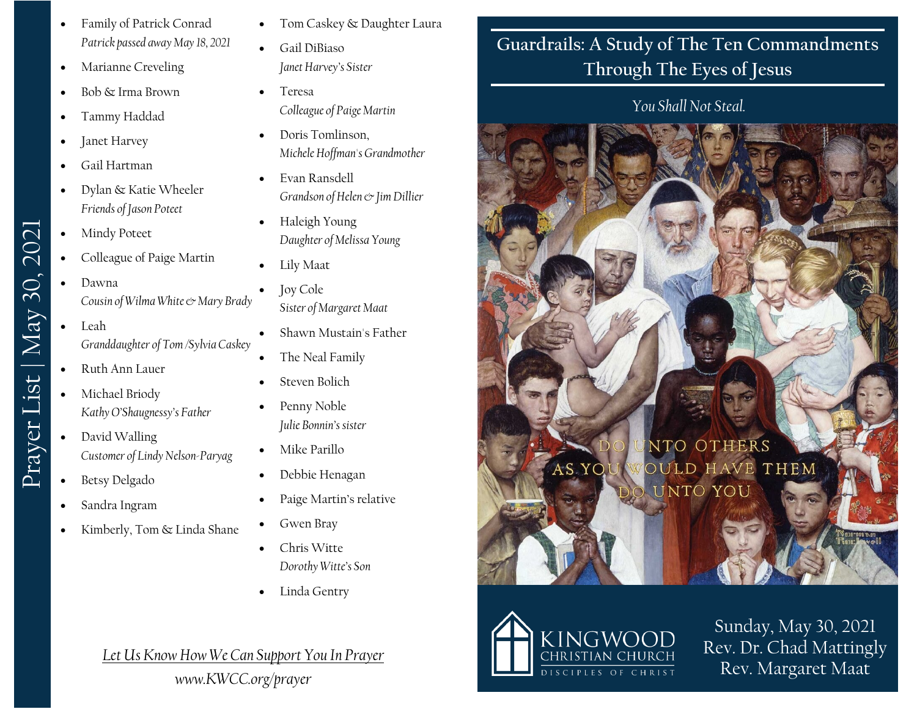# Prayer List | May 30, 2021

- Family of Patrick Conrad
  *Patrick passed away May 18, 2021*
- Marianne Creveling
- Bob & Irma Brown
- Tammy Haddad
- Janet Harvey
- Gail Hartman
- Dylan & Katie Wheeler
  *Friends of Jason Poteet*
- Mindy Poteet
- Colleague of Paige Martin
- Dawna
  *Cousin of Wilma White & Mary Brady*
- Leah
  *Granddaughter of Tom /Sylvia Caskey*
- Ruth Ann Lauer
- Michael Briody
  *Kathy O'Shaugnessy's Father*
- David Walling
  *Customer of Lindy Nelson-Paryag*
- Betsy Delgado
- Sandra Ingram
- Kimberly, Tom & Linda Shane
- Tom Caskey & Daughter Laura
- Gail DiBiaso
  *Janet Harvey's Sister*
- Teresa
  *Colleague of Paige Martin*
- Doris Tomlinson,
  *Michele Hoffman's Grandmother*
- Evan Ransdell
  *Grandson of Helen & Jim Dillier*
- Haleigh Young
  *Daughter of Melissa Young*
- Lily Maat
- Joy Cole
  *Sister of Margaret Maat*
- Shawn Mustain's Father
- The Neal Family
- Steven Bolich
- Penny Noble
  *Julie Bonnin's sister*
- Mike Parillo
- Debbie Henagan
- Paige Martin's relative
- Gwen Bray
- Chris Witte
  *Dorothy Witte's Son*
- Linda Gentry

*Let Us Know How We Can Support You In Prayer*

*www.KWCC.org/prayer*

# Guardrails: A Study of The Ten Commandments Through The Eyes of Jesus

*You Shall Not Steal.*

DO UNTO OTHERS AS YOU WOULD HAVE THEM DO UNTO YOU

KINGWOOD CHRISTIAN CHURCH
DISCIPLES OF CHRIST

Sunday, May 30, 2021
Rev. Dr. Chad Mattingly
Rev. Margaret Maat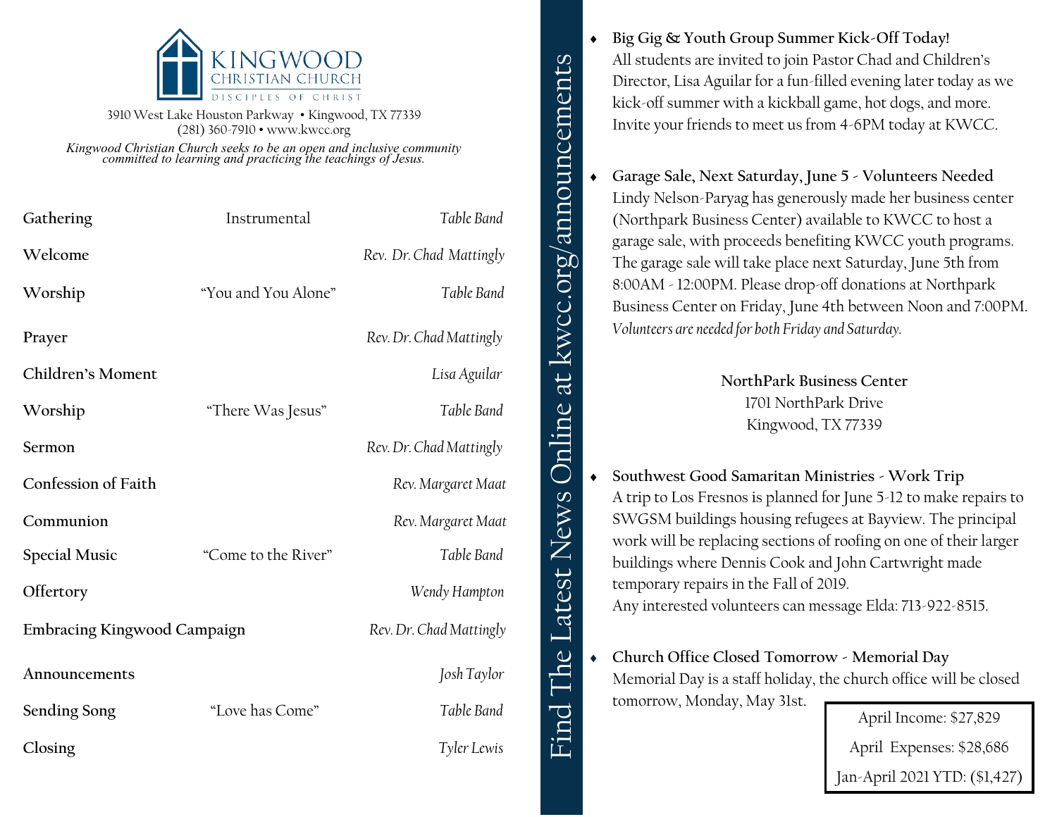# KINGWOOD CHRISTIAN CHURCH

DISCIPLES OF CHRIST

3910 West Lake Houston Parkway • Kingwood, TX 77339
(281) 360-7910 • www.kwcc.org

*Kingwood Christian Church seeks to be an open and inclusive community committed to learning and practicing the teachings of Jesus.*

| | | |
|---|---|---|
| **Gathering** | Instrumental | *Table Band* |
| **Welcome** | | *Rev. Dr. Chad Mattingly* |
| **Worship** | "You and You Alone" | *Table Band* |
| **Prayer** | | *Rev. Dr. Chad Mattingly* |
| **Children's Moment** | | *Lisa Aguilar* |
| **Worship** | "There Was Jesus" | *Table Band* |
| **Sermon** | | *Rev. Dr. Chad Mattingly* |
| **Confession of Faith** | | *Rev. Margaret Maat* |
| **Communion** | | *Rev. Margaret Maat* |
| **Special Music** | "Come to the River" | *Table Band* |
| **Offertory** | | *Wendy Hampton* |
| **Embracing Kingwood Campaign** | | *Rev. Dr. Chad Mattingly* |
| **Announcements** | | *Josh Taylor* |
| **Sending Song** | "Love has Come" | *Table Band* |
| **Closing** | | *Tyler Lewis* |

Find The Latest News Online at kwcc.org/announcements

- **Big Gig & Youth Group Summer Kick-Off Today!**
  All students are invited to join Pastor Chad and Children's Director, Lisa Aguilar for a fun-filled evening later today as we kick-off summer with a kickball game, hot dogs, and more. Invite your friends to meet us from 4-6PM today at KWCC.

- **Garage Sale, Next Saturday, June 5 - Volunteers Needed**
  Lindy Nelson-Paryag has generously made her business center (Northpark Business Center) available to KWCC to host a garage sale, with proceeds benefiting KWCC youth programs. The garage sale will take place next Saturday, June 5th from 8:00AM - 12:00PM. Please drop-off donations at Northpark Business Center on Friday, June 4th between Noon and 7:00PM. *Volunteers are needed for both Friday and Saturday.*

  **NorthPark Business Center**
  1701 NorthPark Drive
  Kingwood, TX 77339

- **Southwest Good Samaritan Ministries - Work Trip**
  A trip to Los Fresnos is planned for June 5-12 to make repairs to SWGSM buildings housing refugees at Bayview. The principal work will be replacing sections of roofing on one of their larger buildings where Dennis Cook and John Cartwright made temporary repairs in the Fall of 2019.
  Any interested volunteers can message Elda: 713-922-8515.

- **Church Office Closed Tomorrow - Memorial Day**
  Memorial Day is a staff holiday, the church office will be closed tomorrow, Monday, May 31st.

April Income: $27,829
April Expenses: $28,686
Jan-April 2021 YTD: ($1,427)